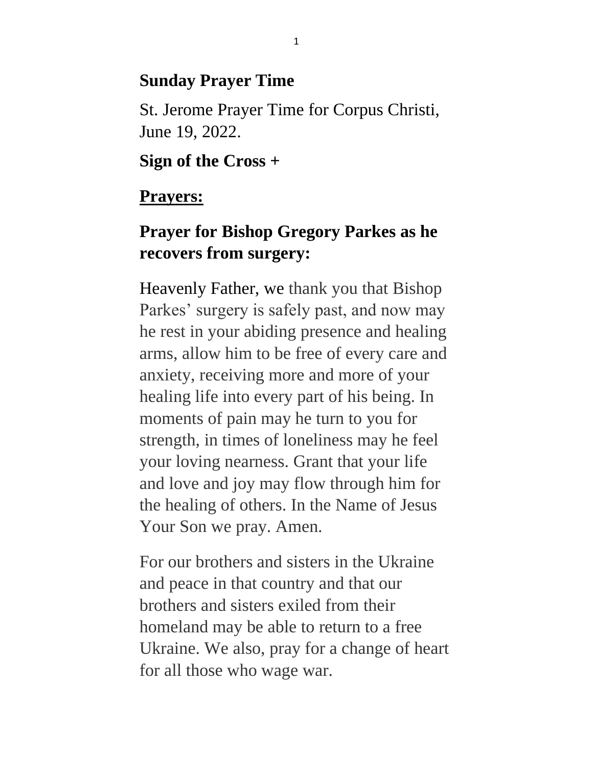**Sunday Prayer Time**

St. Jerome Prayer Time for Corpus Christi, June 19, 2022.

**Sign of the Cross +**

**<u>Prayers:</u>**

**Prayer for Bishop Gregory Parkes as he recovers from surgery:**

Heavenly Father, we thank you that Bishop Parkes' surgery is safely past, and now may he rest in your abiding presence and healing arms, allow him to be free of every care and anxiety, receiving more and more of your healing life into every part of his being. In moments of pain may he turn to you for strength, in times of loneliness may he feel your loving nearness. Grant that your life and love and joy may flow through him for the healing of others. In the Name of Jesus Your Son we pray. Amen.

For our brothers and sisters in the Ukraine and peace in that country and that our brothers and sisters exiled from their homeland may be able to return to a free Ukraine. We also, pray for a change of heart for all those who wage war.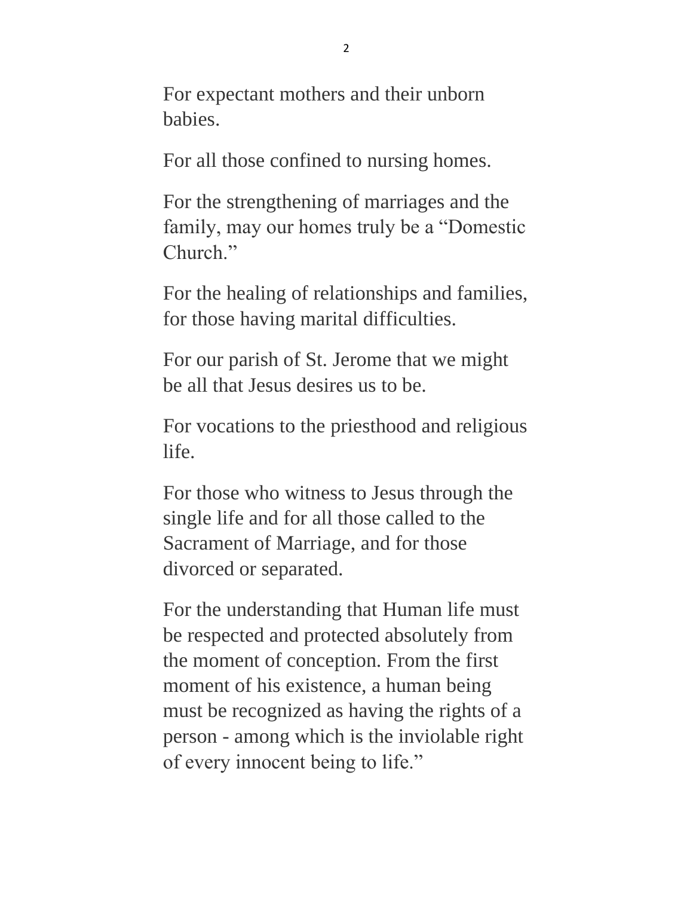For expectant mothers and their unborn babies.

For all those confined to nursing homes.

For the strengthening of marriages and the family, may our homes truly be a “Domestic Church.”

For the healing of relationships and families, for those having marital difficulties.

For our parish of St. Jerome that we might be all that Jesus desires us to be.

For vocations to the priesthood and religious life.

For those who witness to Jesus through the single life and for all those called to the Sacrament of Marriage, and for those divorced or separated.

For the understanding that Human life must be respected and protected absolutely from the moment of conception. From the first moment of his existence, a human being must be recognized as having the rights of a person - among which is the inviolable right of every innocent being to life.”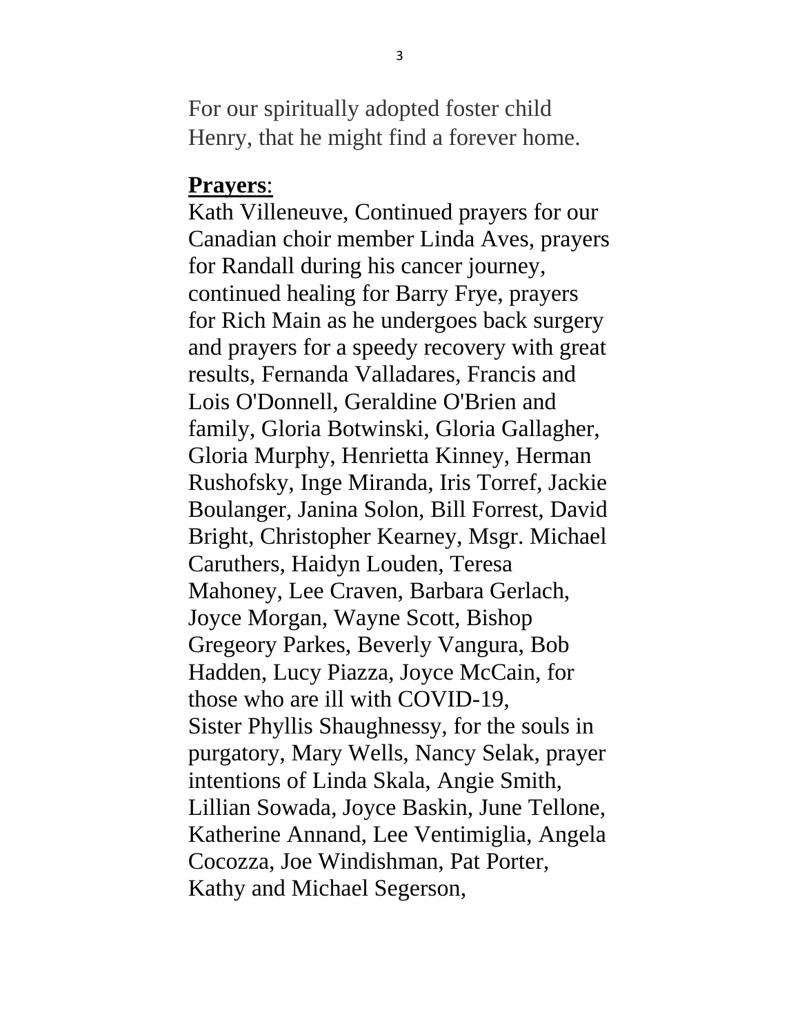For our spiritually adopted foster child Henry, that he might find a forever home.

**Prayers**:

Kath Villeneuve, Continued prayers for our Canadian choir member Linda Aves, prayers for Randall during his cancer journey, continued healing for Barry Frye, prayers for Rich Main as he undergoes back surgery and prayers for a speedy recovery with great results, Fernanda Valladares, Francis and Lois O'Donnell, Geraldine O'Brien and family, Gloria Botwinski, Gloria Gallagher, Gloria Murphy, Henrietta Kinney, Herman Rushofsky, Inge Miranda, Iris Torref, Jackie Boulanger, Janina Solon, Bill Forrest, David Bright, Christopher Kearney, Msgr. Michael Caruthers, Haidyn Louden, Teresa Mahoney, Lee Craven, Barbara Gerlach, Joyce Morgan, Wayne Scott, Bishop Gregeory Parkes, Beverly Vangura, Bob Hadden, Lucy Piazza, Joyce McCain, for those who are ill with COVID-19, Sister Phyllis Shaughnessy, for the souls in purgatory, Mary Wells, Nancy Selak, prayer intentions of Linda Skala, Angie Smith, Lillian Sowada, Joyce Baskin, June Tellone, Katherine Annand, Lee Ventimiglia, Angela Cocozza, Joe Windishman, Pat Porter, Kathy and Michael Segerson,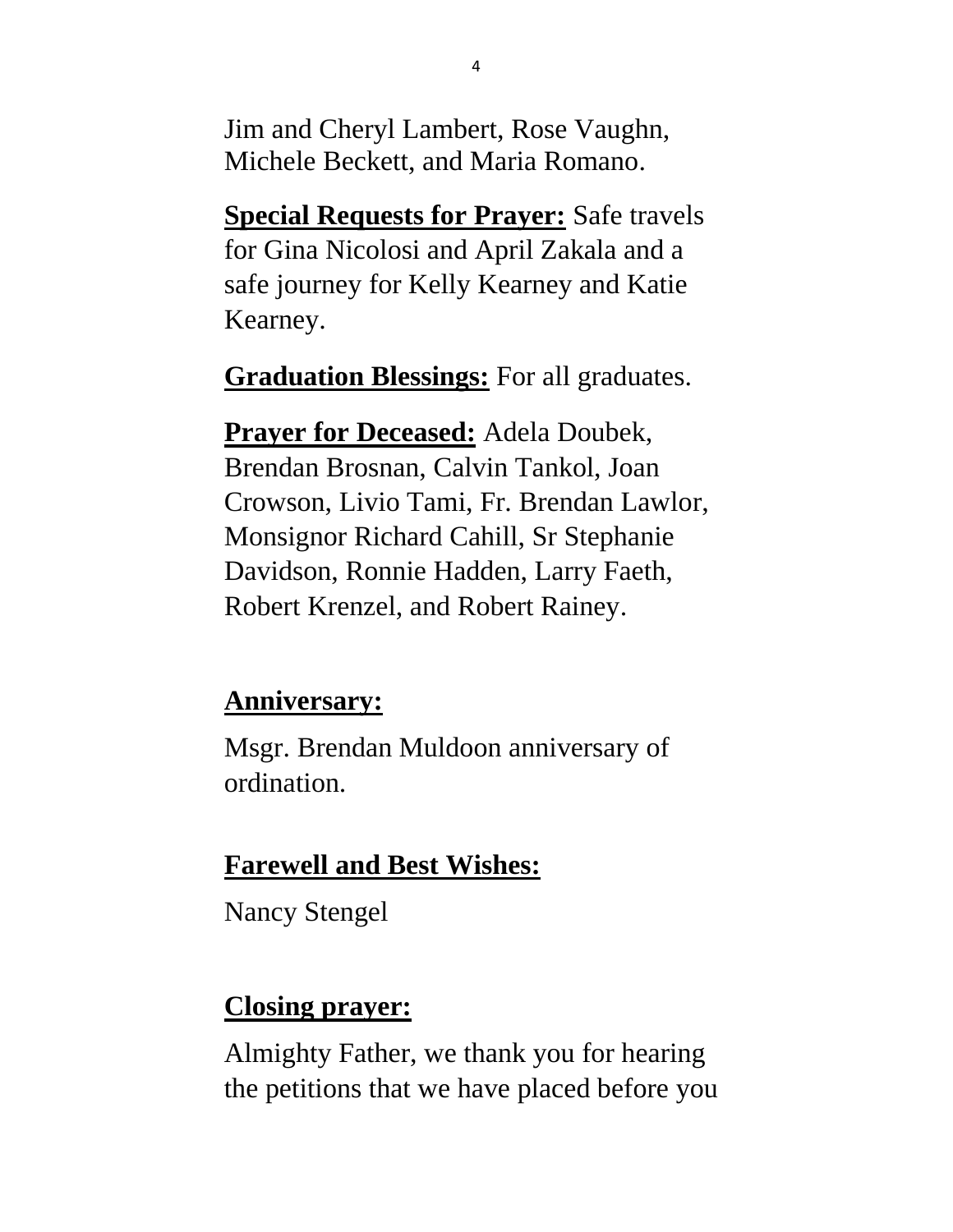Jim and Cheryl Lambert, Rose Vaughn, Michele Beckett, and Maria Romano.

**Special Requests for Prayer:** Safe travels for Gina Nicolosi and April Zakala and a safe journey for Kelly Kearney and Katie Kearney.

**Graduation Blessings:** For all graduates.

**Prayer for Deceased:** Adela Doubek, Brendan Brosnan, Calvin Tankol, Joan Crowson, Livio Tami, Fr. Brendan Lawlor, Monsignor Richard Cahill, Sr Stephanie Davidson, Ronnie Hadden, Larry Faeth, Robert Krenzel, and Robert Rainey.

**Anniversary:**

Msgr. Brendan Muldoon anniversary of ordination.

**Farewell and Best Wishes:**

Nancy Stengel

**Closing prayer:**

Almighty Father, we thank you for hearing the petitions that we have placed before you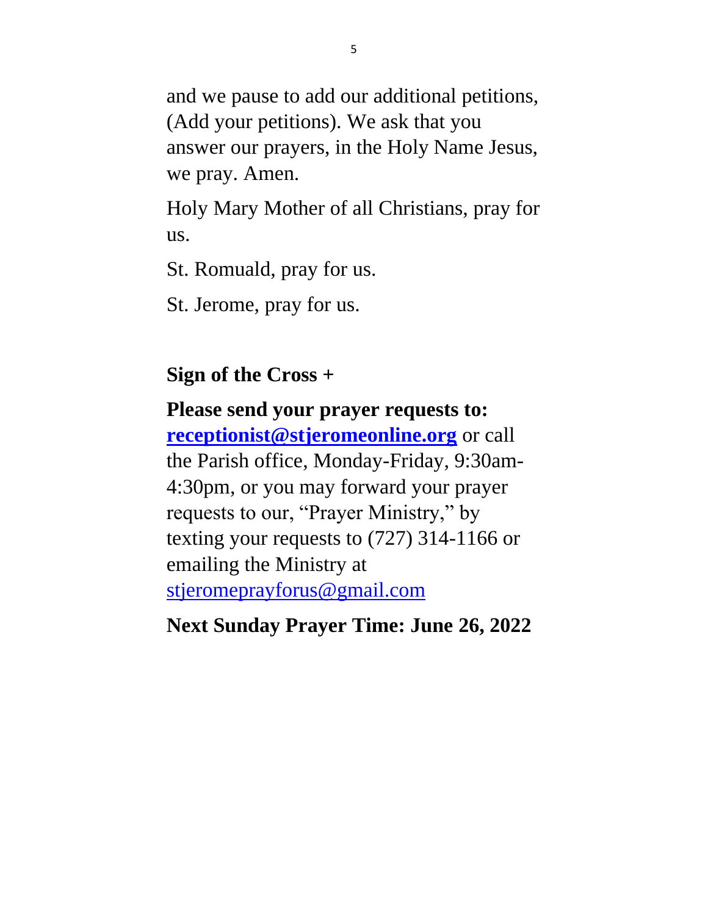and we pause to add our additional petitions, (Add your petitions). We ask that you answer our prayers, in the Holy Name Jesus, we pray. Amen.

Holy Mary Mother of all Christians, pray for us.

St. Romuald, pray for us.

St. Jerome, pray for us.

**Sign of the Cross +**

**Please send your prayer requests to:** **receptionist@stjeromeonline.org** or call the Parish office, Monday-Friday, 9:30am-4:30pm, or you may forward your prayer requests to our, "Prayer Ministry," by texting your requests to (727) 314-1166 or emailing the Ministry at stjeromeprayforus@gmail.com

**Next Sunday Prayer Time: June 26, 2022**